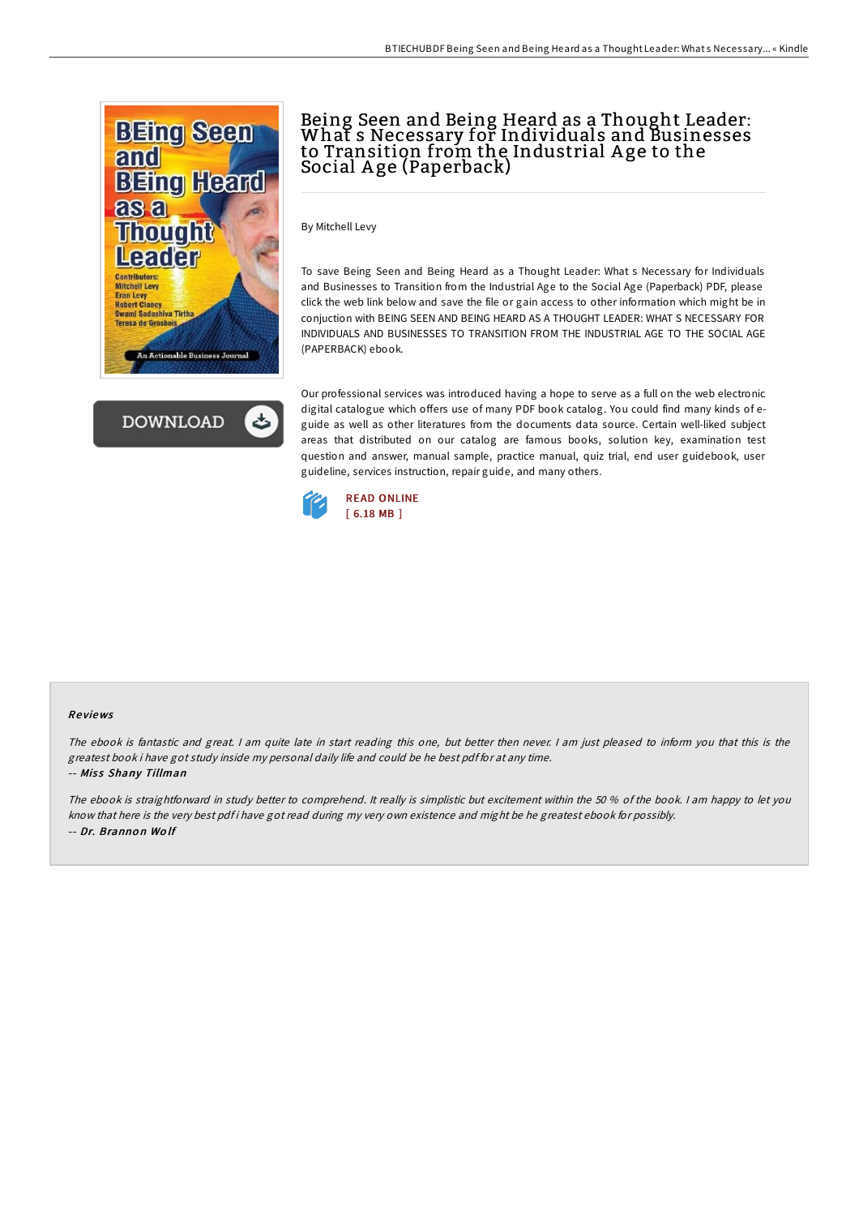# Being Seen and Being Heard as a Thought Leader: What s Necessary for Individuals and Businesses to Transition from the Industrial Age to the Social Age (Paperback)

By Mitchell Levy

To save Being Seen and Being Heard as a Thought Leader: What s Necessary for Individuals and Businesses to Transition from the Industrial Age to the Social Age (Paperback) PDF, please click the web link below and save the file or gain access to other information which might be in conjuction with BEING SEEN AND BEING HEARD AS A THOUGHT LEADER: WHAT S NECESSARY FOR INDIVIDUALS AND BUSINESSES TO TRANSITION FROM THE INDUSTRIAL AGE TO THE SOCIAL AGE (PAPERBACK) ebook.

Our professional services was introduced having a hope to serve as a full on the web electronic digital catalogue which offers use of many PDF book catalog. You could find many kinds of e-guide as well as other literatures from the documents data source. Certain well-liked subject areas that distributed on our catalog are famous books, solution key, examination test question and answer, manual sample, practice manual, quiz trial, end user guidebook, user guideline, services instruction, repair guide, and many others.

READ ONLINE
[ 6.18 MB ]

### Reviews

*The ebook is fantastic and great. I am quite late in start reading this one, but better then never. I am just pleased to inform you that this is the greatest book i have got study inside my personal daily life and could be he best pdf for at any time.*

-- ***Miss Shany Tillman***

*The ebook is straightforward in study better to comprehend. It really is simplistic but excitement within the 50 % of the book. I am happy to let you know that here is the very best pdf i have got read during my very own existence and might be he greatest ebook for possibly.*

-- ***Dr. Brannon Wolf***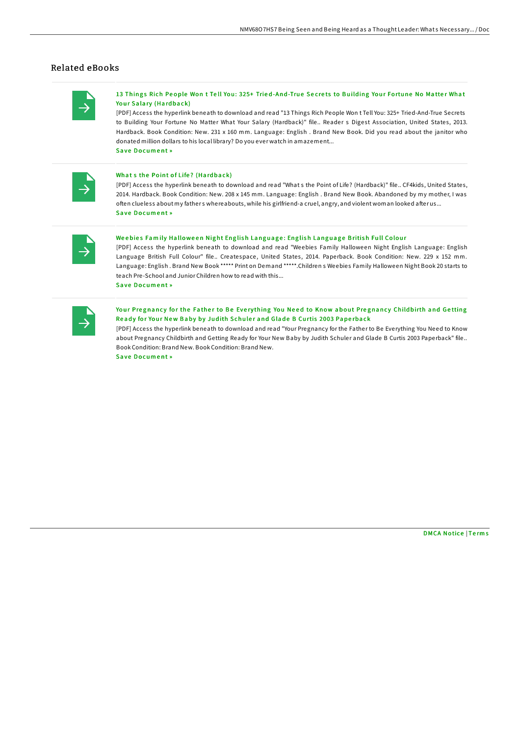## Related eBooks

### 13 Things Rich People Won t Tell You: 325+ Tried-And-True Secrets to Building Your Fortune No Matter What Your Salary (Hardback)

[PDF] Access the hyperlink beneath to download and read "13 Things Rich People Won t Tell You: 325+ Tried-And-True Secrets to Building Your Fortune No Matter What Your Salary (Hardback)" file.. Reader s Digest Association, United States, 2013. Hardback. Book Condition: New. 231 x 160 mm. Language: English . Brand New Book. Did you read about the janitor who donated million dollars to his local library? Do you ever watch in amazement...

Save Document »

### What s the Point of Life? (Hardback)

[PDF] Access the hyperlink beneath to download and read "What s the Point of Life? (Hardback)" file.. CF4kids, United States, 2014. Hardback. Book Condition: New. 208 x 145 mm. Language: English . Brand New Book. Abandoned by my mother, I was often clueless about my father s whereabouts, while his girlfriend-a cruel, angry, and violent woman looked after us...

Save Document »

### Weebies Family Halloween Night English Language: English Language British Full Colour

[PDF] Access the hyperlink beneath to download and read "Weebies Family Halloween Night English Language: English Language British Full Colour" file.. Createspace, United States, 2014. Paperback. Book Condition: New. 229 x 152 mm. Language: English . Brand New Book ***** Print on Demand *****.Children s Weebies Family Halloween Night Book 20 starts to teach Pre-School and Junior Children how to read with this...

Save Document »

### Your Pregnancy for the Father to Be Everything You Need to Know about Pregnancy Childbirth and Getting Ready for Your New Baby by Judith Schuler and Glade B Curtis 2003 Paperback

[PDF] Access the hyperlink beneath to download and read "Your Pregnancy for the Father to Be Everything You Need to Know about Pregnancy Childbirth and Getting Ready for Your New Baby by Judith Schuler and Glade B Curtis 2003 Paperback" file.. Book Condition: Brand New. Book Condition: Brand New.

Save Document »